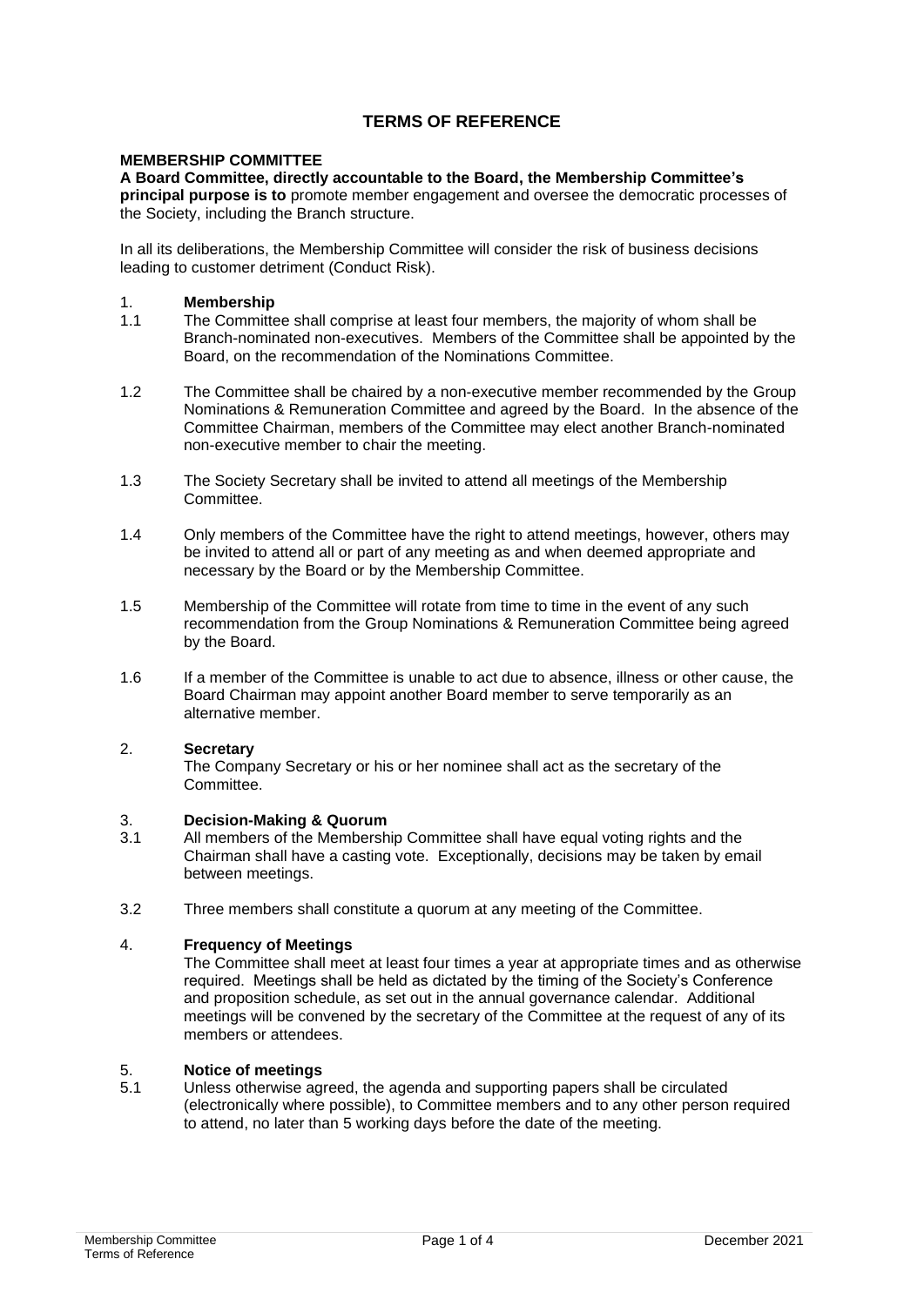# TERMS OF REFERENCE

**MEMBERSHIP COMMITTEE**

**A Board Committee, directly accountable to the Board, the Membership Committee's principal purpose is to** promote member engagement and oversee the democratic processes of the Society, including the Branch structure.

In all its deliberations, the Membership Committee will consider the risk of business decisions leading to customer detriment (Conduct Risk).

## 1. Membership

1.1 The Committee shall comprise at least four members, the majority of whom shall be Branch-nominated non-executives. Members of the Committee shall be appointed by the Board, on the recommendation of the Nominations Committee.

1.2 The Committee shall be chaired by a non-executive member recommended by the Group Nominations & Remuneration Committee and agreed by the Board. In the absence of the Committee Chairman, members of the Committee may elect another Branch-nominated non-executive member to chair the meeting.

1.3 The Society Secretary shall be invited to attend all meetings of the Membership Committee.

1.4 Only members of the Committee have the right to attend meetings, however, others may be invited to attend all or part of any meeting as and when deemed appropriate and necessary by the Board or by the Membership Committee.

1.5 Membership of the Committee will rotate from time to time in the event of any such recommendation from the Group Nominations & Remuneration Committee being agreed by the Board.

1.6 If a member of the Committee is unable to act due to absence, illness or other cause, the Board Chairman may appoint another Board member to serve temporarily as an alternative member.

## 2. Secretary

The Company Secretary or his or her nominee shall act as the secretary of the Committee.

## 3. Decision-Making & Quorum

3.1 All members of the Membership Committee shall have equal voting rights and the Chairman shall have a casting vote. Exceptionally, decisions may be taken by email between meetings.

3.2 Three members shall constitute a quorum at any meeting of the Committee.

## 4. Frequency of Meetings

The Committee shall meet at least four times a year at appropriate times and as otherwise required. Meetings shall be held as dictated by the timing of the Society's Conference and proposition schedule, as set out in the annual governance calendar. Additional meetings will be convened by the secretary of the Committee at the request of any of its members or attendees.

## 5. Notice of meetings

5.1 Unless otherwise agreed, the agenda and supporting papers shall be circulated (electronically where possible), to Committee members and to any other person required to attend, no later than 5 working days before the date of the meeting.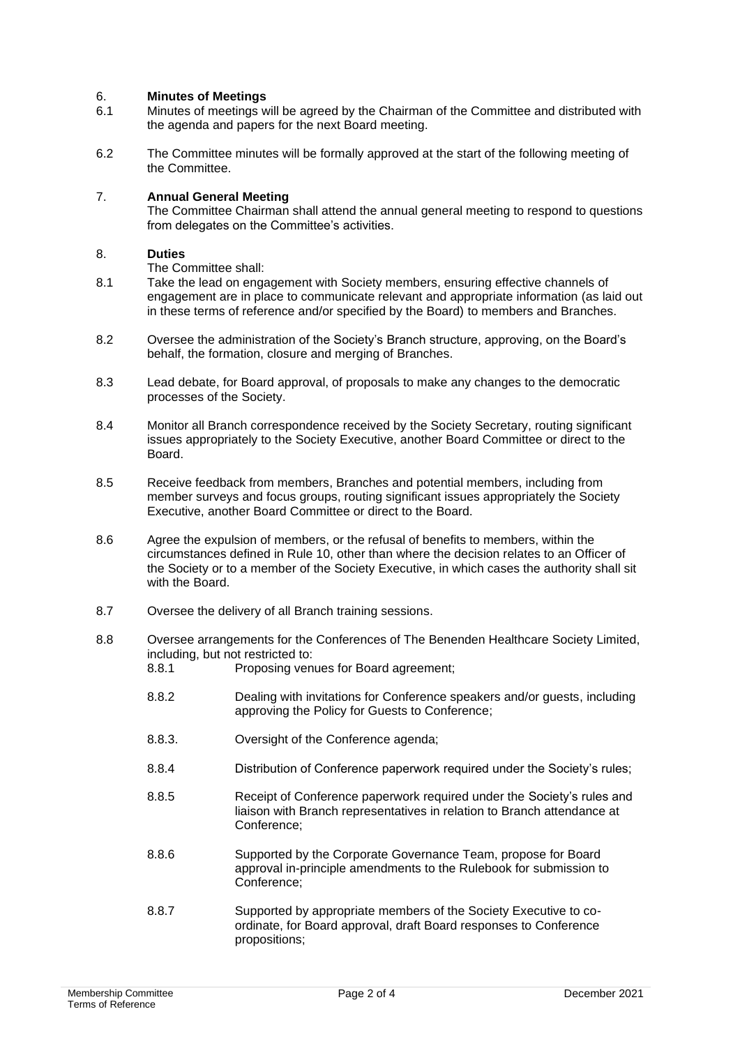## 6. Minutes of Meetings

6.1 Minutes of meetings will be agreed by the Chairman of the Committee and distributed with the agenda and papers for the next Board meeting.

6.2 The Committee minutes will be formally approved at the start of the following meeting of the Committee.

## 7. Annual General Meeting

The Committee Chairman shall attend the annual general meeting to respond to questions from delegates on the Committee's activities.

## 8. Duties

The Committee shall:

8.1 Take the lead on engagement with Society members, ensuring effective channels of engagement are in place to communicate relevant and appropriate information (as laid out in these terms of reference and/or specified by the Board) to members and Branches.

8.2 Oversee the administration of the Society's Branch structure, approving, on the Board's behalf, the formation, closure and merging of Branches.

8.3 Lead debate, for Board approval, of proposals to make any changes to the democratic processes of the Society.

8.4 Monitor all Branch correspondence received by the Society Secretary, routing significant issues appropriately to the Society Executive, another Board Committee or direct to the Board.

8.5 Receive feedback from members, Branches and potential members, including from member surveys and focus groups, routing significant issues appropriately the Society Executive, another Board Committee or direct to the Board.

8.6 Agree the expulsion of members, or the refusal of benefits to members, within the circumstances defined in Rule 10, other than where the decision relates to an Officer of the Society or to a member of the Society Executive, in which cases the authority shall sit with the Board.

8.7 Oversee the delivery of all Branch training sessions.

8.8 Oversee arrangements for the Conferences of The Benenden Healthcare Society Limited, including, but not restricted to:

8.8.1 Proposing venues for Board agreement;

8.8.2 Dealing with invitations for Conference speakers and/or guests, including approving the Policy for Guests to Conference;

8.8.3. Oversight of the Conference agenda;

8.8.4 Distribution of Conference paperwork required under the Society's rules;

8.8.5 Receipt of Conference paperwork required under the Society's rules and liaison with Branch representatives in relation to Branch attendance at Conference;

8.8.6 Supported by the Corporate Governance Team, propose for Board approval in-principle amendments to the Rulebook for submission to Conference;

8.8.7 Supported by appropriate members of the Society Executive to co-ordinate, for Board approval, draft Board responses to Conference propositions;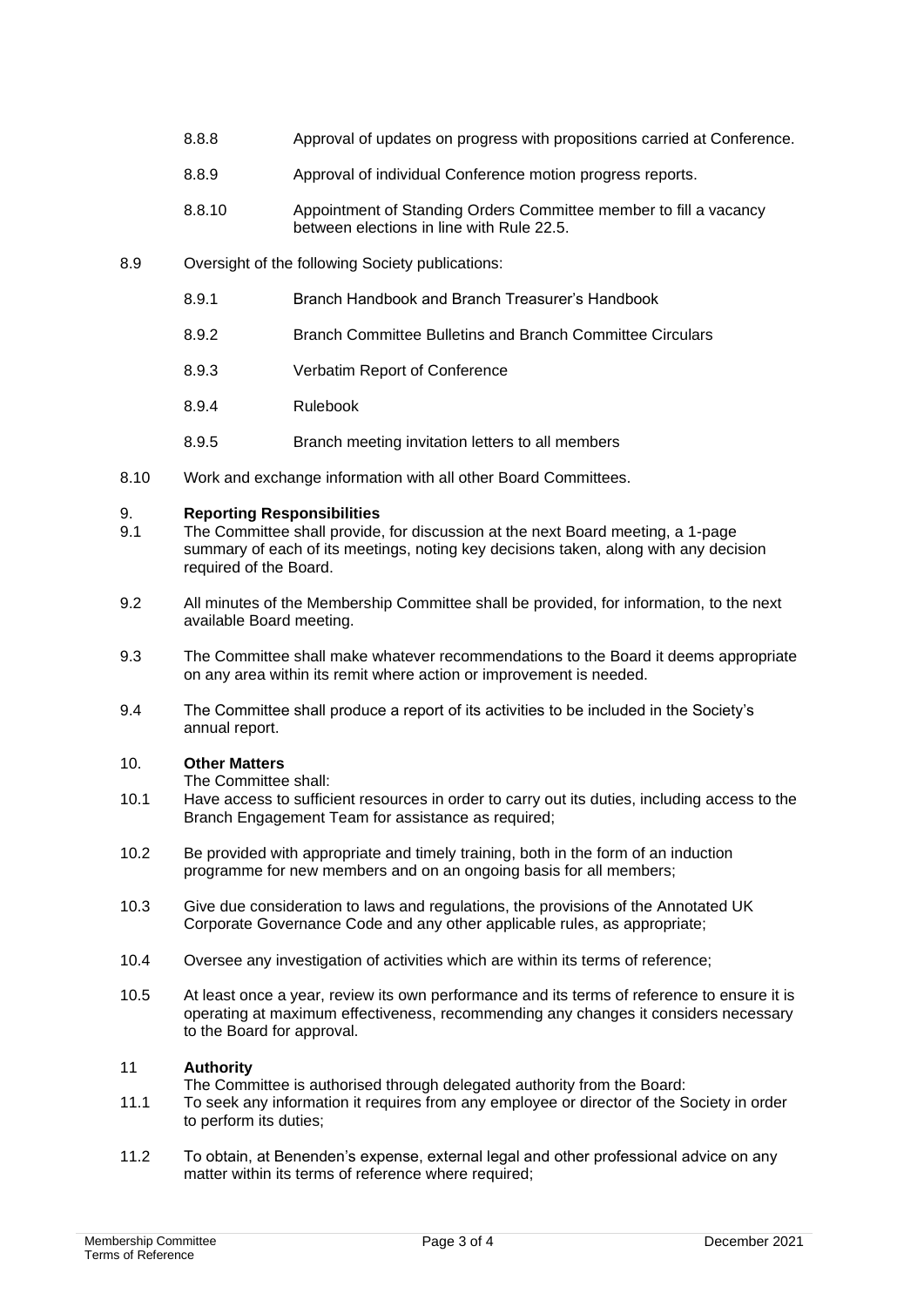8.8.8 Approval of updates on progress with propositions carried at Conference.

8.8.9 Approval of individual Conference motion progress reports.

8.8.10 Appointment of Standing Orders Committee member to fill a vacancy between elections in line with Rule 22.5.

8.9 Oversight of the following Society publications:

8.9.1 Branch Handbook and Branch Treasurer's Handbook

8.9.2 Branch Committee Bulletins and Branch Committee Circulars

8.9.3 Verbatim Report of Conference

8.9.4 Rulebook

8.9.5 Branch meeting invitation letters to all members

8.10 Work and exchange information with all other Board Committees.

## 9. Reporting Responsibilities

9.1 The Committee shall provide, for discussion at the next Board meeting, a 1-page summary of each of its meetings, noting key decisions taken, along with any decision required of the Board.

9.2 All minutes of the Membership Committee shall be provided, for information, to the next available Board meeting.

9.3 The Committee shall make whatever recommendations to the Board it deems appropriate on any area within its remit where action or improvement is needed.

9.4 The Committee shall produce a report of its activities to be included in the Society's annual report.

## 10. Other Matters

The Committee shall:

10.1 Have access to sufficient resources in order to carry out its duties, including access to the Branch Engagement Team for assistance as required;

10.2 Be provided with appropriate and timely training, both in the form of an induction programme for new members and on an ongoing basis for all members;

10.3 Give due consideration to laws and regulations, the provisions of the Annotated UK Corporate Governance Code and any other applicable rules, as appropriate;

10.4 Oversee any investigation of activities which are within its terms of reference;

10.5 At least once a year, review its own performance and its terms of reference to ensure it is operating at maximum effectiveness, recommending any changes it considers necessary to the Board for approval.

## 11 Authority

The Committee is authorised through delegated authority from the Board:

11.1 To seek any information it requires from any employee or director of the Society in order to perform its duties;

11.2 To obtain, at Benenden's expense, external legal and other professional advice on any matter within its terms of reference where required;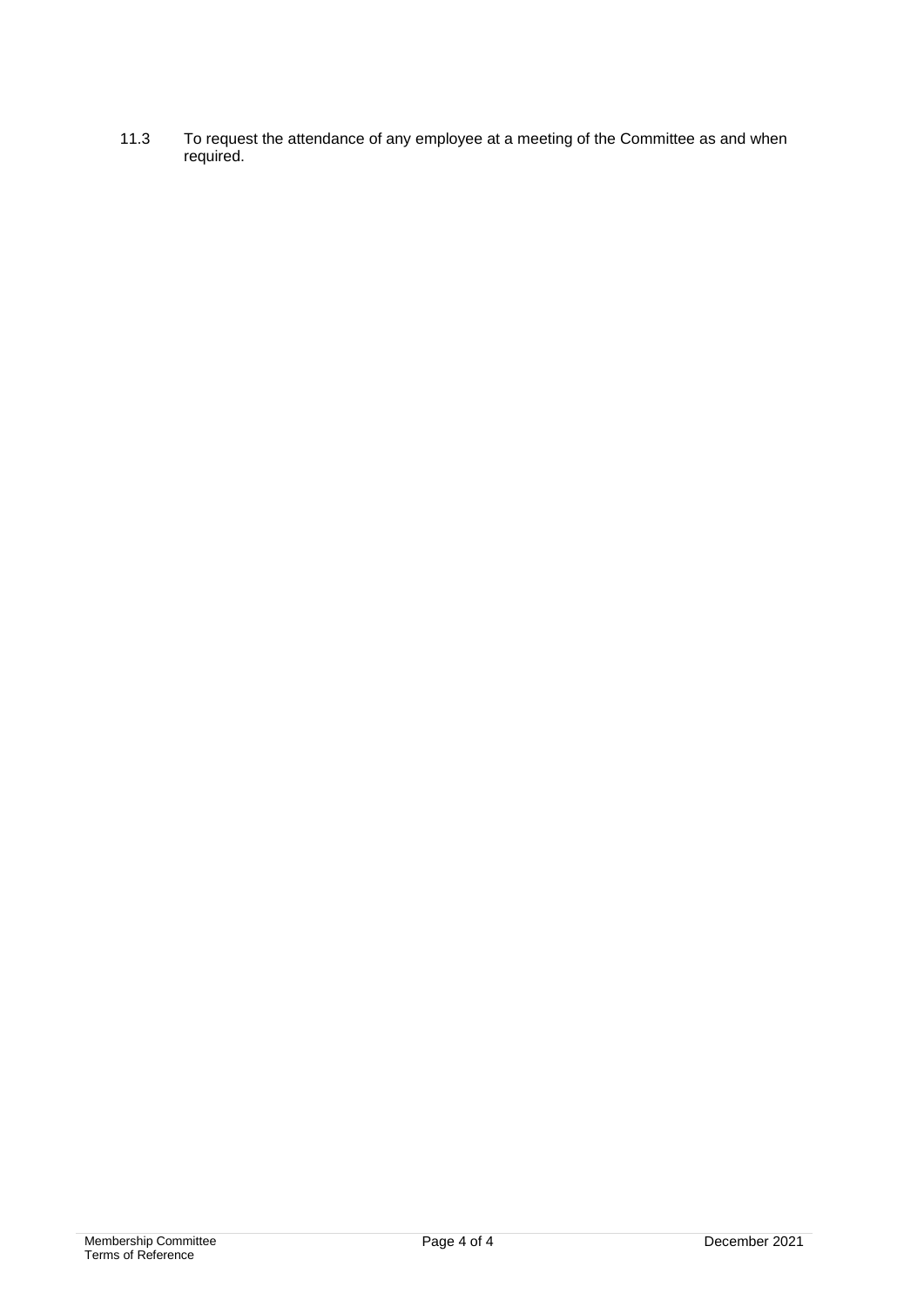11.3 To request the attendance of any employee at a meeting of the Committee as and when required.